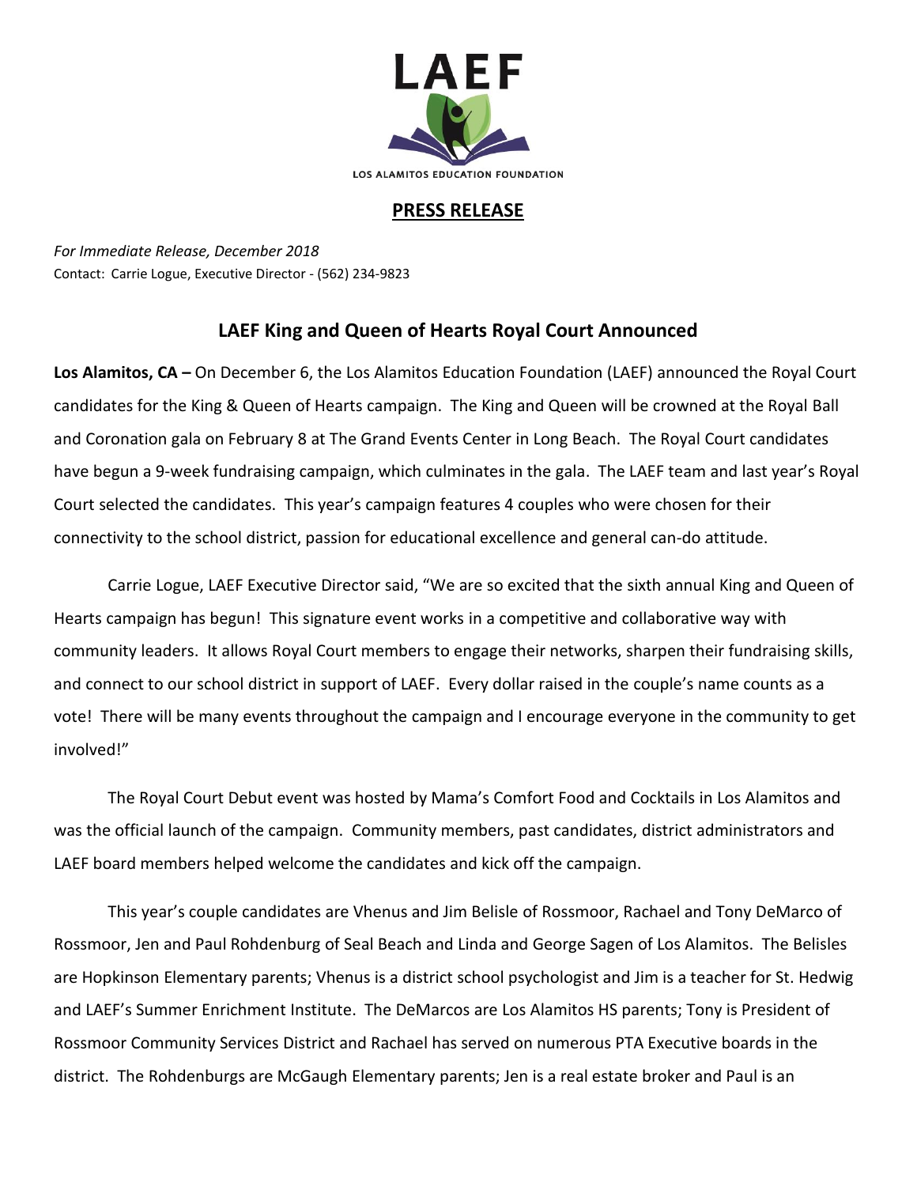LAEF

LOS ALAMITOS EDUCATION FOUNDATION

**PRESS RELEASE**

*For Immediate Release, December 2018*
Contact: Carrie Logue, Executive Director - (562) 234-9823

## LAEF King and Queen of Hearts Royal Court Announced

**Los Alamitos, CA –** On December 6, the Los Alamitos Education Foundation (LAEF) announced the Royal Court candidates for the King & Queen of Hearts campaign. The King and Queen will be crowned at the Royal Ball and Coronation gala on February 8 at The Grand Events Center in Long Beach. The Royal Court candidates have begun a 9-week fundraising campaign, which culminates in the gala. The LAEF team and last year's Royal Court selected the candidates. This year's campaign features 4 couples who were chosen for their connectivity to the school district, passion for educational excellence and general can-do attitude.

Carrie Logue, LAEF Executive Director said, "We are so excited that the sixth annual King and Queen of Hearts campaign has begun! This signature event works in a competitive and collaborative way with community leaders. It allows Royal Court members to engage their networks, sharpen their fundraising skills, and connect to our school district in support of LAEF. Every dollar raised in the couple's name counts as a vote! There will be many events throughout the campaign and I encourage everyone in the community to get involved!"

The Royal Court Debut event was hosted by Mama's Comfort Food and Cocktails in Los Alamitos and was the official launch of the campaign. Community members, past candidates, district administrators and LAEF board members helped welcome the candidates and kick off the campaign.

This year's couple candidates are Vhenus and Jim Belisle of Rossmoor, Rachael and Tony DeMarco of Rossmoor, Jen and Paul Rohdenburg of Seal Beach and Linda and George Sagen of Los Alamitos. The Belisles are Hopkinson Elementary parents; Vhenus is a district school psychologist and Jim is a teacher for St. Hedwig and LAEF's Summer Enrichment Institute. The DeMarcos are Los Alamitos HS parents; Tony is President of Rossmoor Community Services District and Rachael has served on numerous PTA Executive boards in the district. The Rohdenburgs are McGaugh Elementary parents; Jen is a real estate broker and Paul is an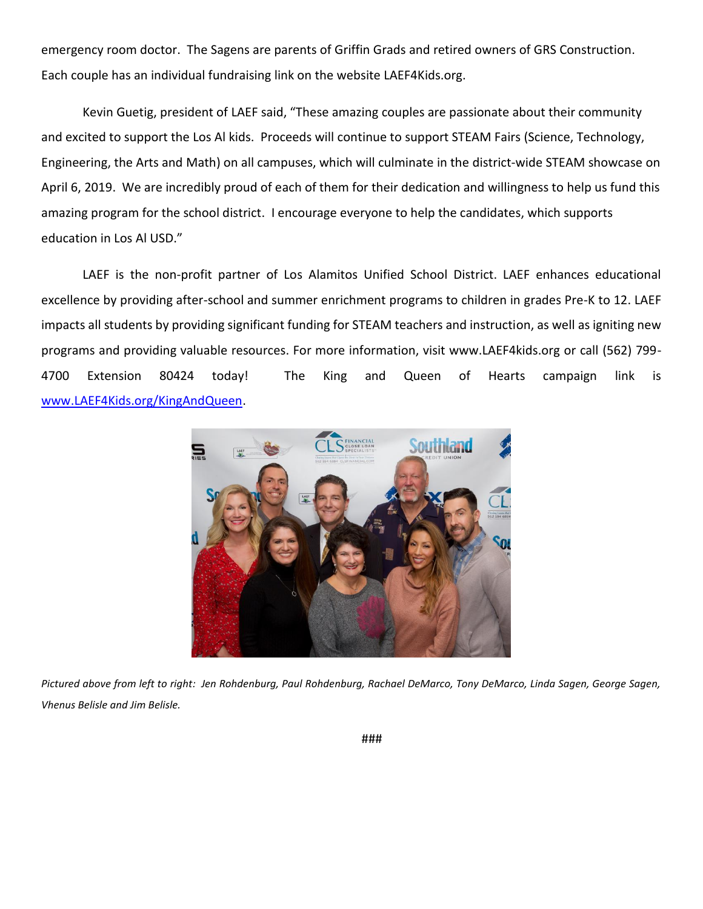emergency room doctor. The Sagens are parents of Griffin Grads and retired owners of GRS Construction. Each couple has an individual fundraising link on the website LAEF4Kids.org.

Kevin Guetig, president of LAEF said, "These amazing couples are passionate about their community and excited to support the Los Al kids. Proceeds will continue to support STEAM Fairs (Science, Technology, Engineering, the Arts and Math) on all campuses, which will culminate in the district-wide STEAM showcase on April 6, 2019. We are incredibly proud of each of them for their dedication and willingness to help us fund this amazing program for the school district. I encourage everyone to help the candidates, which supports education in Los Al USD."

LAEF is the non-profit partner of Los Alamitos Unified School District. LAEF enhances educational excellence by providing after-school and summer enrichment programs to children in grades Pre-K to 12. LAEF impacts all students by providing significant funding for STEAM teachers and instruction, as well as igniting new programs and providing valuable resources. For more information, visit www.LAEF4kids.org or call (562) 799-4700 Extension 80424 today! The King and Queen of Hearts campaign link is [www.LAEF4Kids.org/KingAndQueen](www.LAEF4Kids.org/KingAndQueen).

*Pictured above from left to right: Jen Rohdenburg, Paul Rohdenburg, Rachael DeMarco, Tony DeMarco, Linda Sagen, George Sagen, Vhenus Belisle and Jim Belisle.*

###